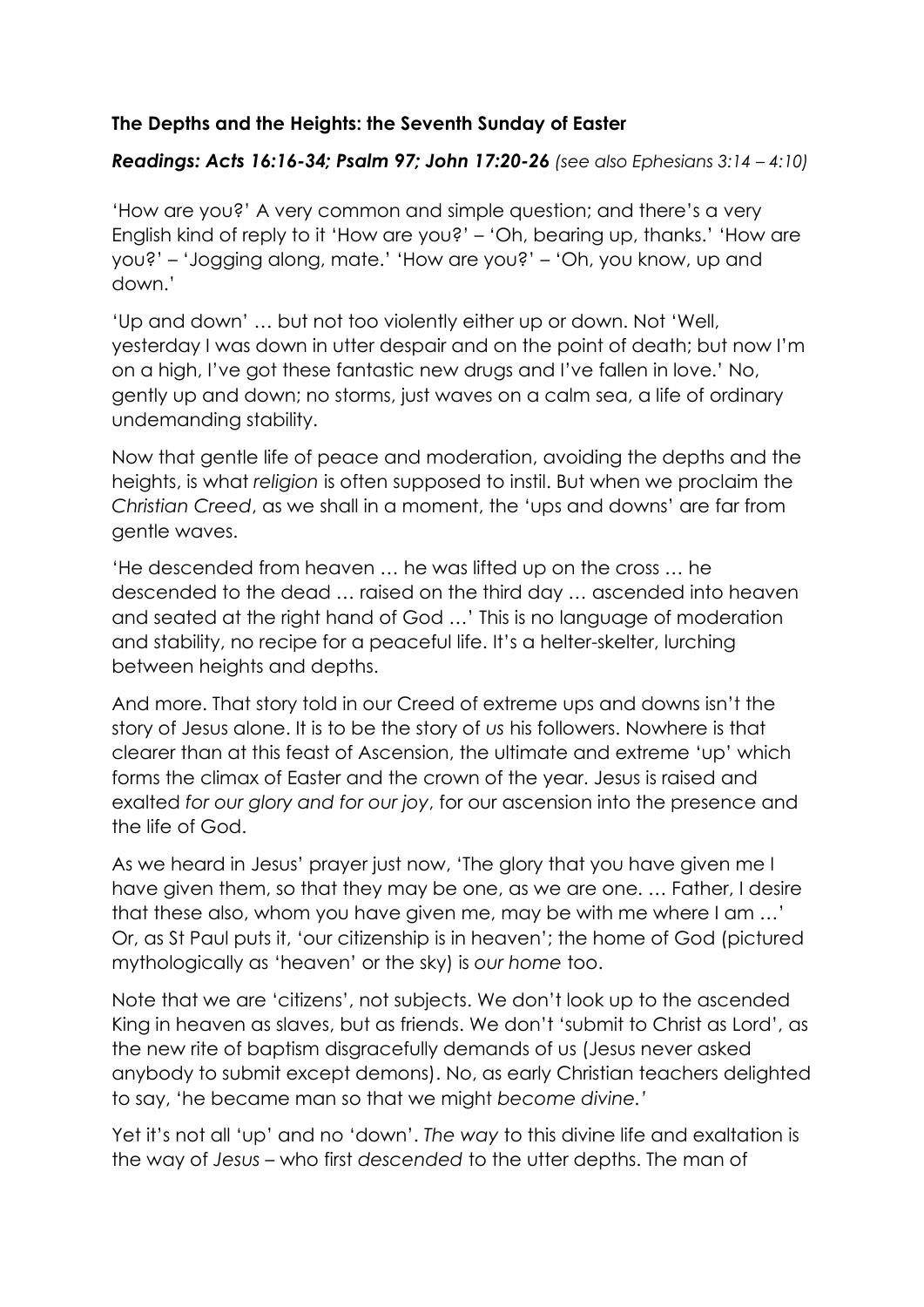**The Depths and the Heights: the Seventh Sunday of Easter**

***Readings: Acts 16:16-34; Psalm 97; John 17:20-26*** *(see also Ephesians 3:14 – 4:10)*

'How are you?' A very common and simple question; and there's a very English kind of reply to it 'How are you?' – 'Oh, bearing up, thanks.' 'How are you?' – 'Jogging along, mate.' 'How are you?' – 'Oh, you know, up and down.'

'Up and down' … but not too violently either up or down. Not 'Well, yesterday I was down in utter despair and on the point of death; but now I'm on a high, I've got these fantastic new drugs and I've fallen in love.' No, gently up and down; no storms, just waves on a calm sea, a life of ordinary undemanding stability.

Now that gentle life of peace and moderation, avoiding the depths and the heights, is what *religion* is often supposed to instil. But when we proclaim the *Christian Creed*, as we shall in a moment, the 'ups and downs' are far from gentle waves.

'He descended from heaven … he was lifted up on the cross … he descended to the dead … raised on the third day … ascended into heaven and seated at the right hand of God …' This is no language of moderation and stability, no recipe for a peaceful life. It's a helter-skelter, lurching between heights and depths.

And more. That story told in our Creed of extreme ups and downs isn't the story of Jesus alone. It is to be the story of *us* his followers. Nowhere is that clearer than at this feast of Ascension, the ultimate and extreme 'up' which forms the climax of Easter and the crown of the year. Jesus is raised and exalted *for our glory and for our joy*, for our ascension into the presence and the life of God.

As we heard in Jesus' prayer just now, 'The glory that you have given me I have given them, so that they may be one, as we are one. … Father, I desire that these also, whom you have given me, may be with me where I am …' Or, as St Paul puts it, 'our citizenship is in heaven'; the home of God (pictured mythologically as 'heaven' or the sky) is *our home* too.

Note that we are 'citizens', not subjects. We don't look up to the ascended King in heaven as slaves, but as friends. We don't 'submit to Christ as Lord', as the new rite of baptism disgracefully demands of us (Jesus never asked anybody to submit except demons). No, as early Christian teachers delighted to say, 'he became man so that we might *become divine.'*

Yet it's not all 'up' and no 'down'. *The way* to this divine life and exaltation is the way of *Jesus* – who first *descended* to the utter depths. The man of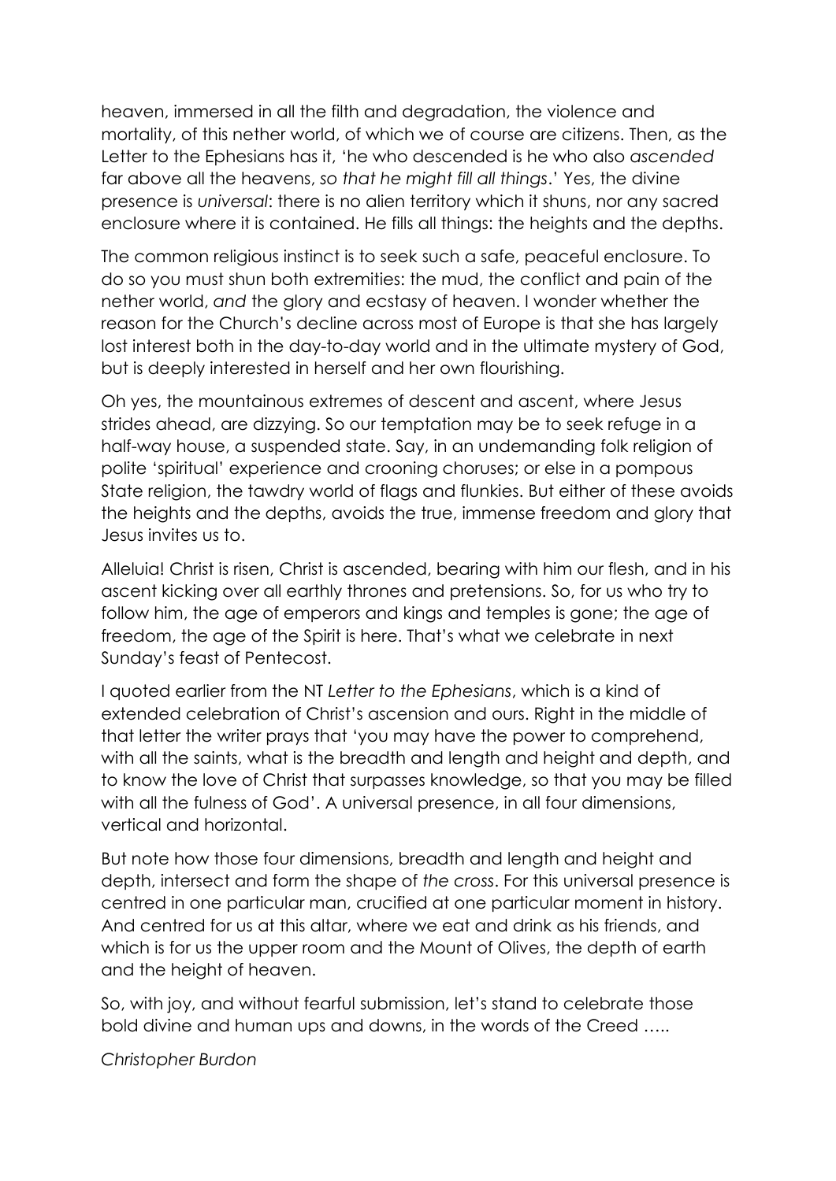heaven, immersed in all the filth and degradation, the violence and mortality, of this nether world, of which we of course are citizens. Then, as the Letter to the Ephesians has it, 'he who descended is he who also *ascended* far above all the heavens, *so that he might fill all things*.' Yes, the divine presence is *universal*: there is no alien territory which it shuns, nor any sacred enclosure where it is contained. He fills all things: the heights and the depths.

The common religious instinct is to seek such a safe, peaceful enclosure. To do so you must shun both extremities: the mud, the conflict and pain of the nether world, *and* the glory and ecstasy of heaven. I wonder whether the reason for the Church's decline across most of Europe is that she has largely lost interest both in the day-to-day world and in the ultimate mystery of God, but is deeply interested in herself and her own flourishing.

Oh yes, the mountainous extremes of descent and ascent, where Jesus strides ahead, are dizzying. So our temptation may be to seek refuge in a half-way house, a suspended state. Say, in an undemanding folk religion of polite 'spiritual' experience and crooning choruses; or else in a pompous State religion, the tawdry world of flags and flunkies. But either of these avoids the heights and the depths, avoids the true, immense freedom and glory that Jesus invites us to.

Alleluia! Christ is risen, Christ is ascended, bearing with him our flesh, and in his ascent kicking over all earthly thrones and pretensions. So, for us who try to follow him, the age of emperors and kings and temples is gone; the age of freedom, the age of the Spirit is here. That's what we celebrate in next Sunday's feast of Pentecost.

I quoted earlier from the NT *Letter to the Ephesians*, which is a kind of extended celebration of Christ's ascension and ours. Right in the middle of that letter the writer prays that 'you may have the power to comprehend, with all the saints, what is the breadth and length and height and depth, and to know the love of Christ that surpasses knowledge, so that you may be filled with all the fulness of God'. A universal presence, in all four dimensions, vertical and horizontal.

But note how those four dimensions, breadth and length and height and depth, intersect and form the shape of *the cross*. For this universal presence is centred in one particular man, crucified at one particular moment in history. And centred for us at this altar, where we eat and drink as his friends, and which is for us the upper room and the Mount of Olives, the depth of earth and the height of heaven.

So, with joy, and without fearful submission, let's stand to celebrate those bold divine and human ups and downs, in the words of the Creed …..

*Christopher Burdon*